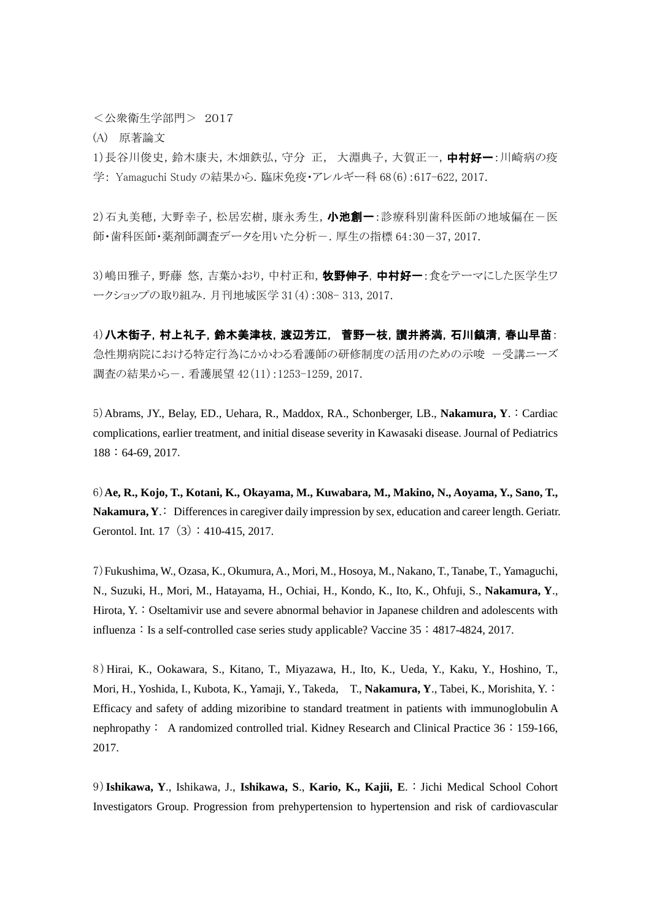＜公衆衛生学部門＞ 2017

(A) 原著論文

1)長谷川俊史，鈴木康夫，木畑鉄弘，守分 正， 大淵典子，大賀正一，**中村好一**：川崎病の疫学：Yamaguchi Study の結果から．臨床免疫・アレルギー科 68(6)：617-622，2017.

2)石丸美穂，大野幸子，松居宏樹，康永秀生，**小池創一**：診療科別歯科医師の地域偏在－医師・歯科医師・薬剤師調査データを用いた分析－．厚生の指標 64：30－37，2017.

3)嶋田雅子，野藤 悠，吉葉かおり，中村正和，**牧野伸子**，**中村好一**：食をテーマにした医学生ワークショップの取り組み．月刊地域医学 31(4)：308- 313，2017.

4)**八木街子**，**村上礼子**，**鈴木美津枝**，**渡辺芳江**， **菅野一枝**，**讃井將満**，**石川鎮清**，**春山早苗**：急性期病院における特定行為にかかわる看護師の研修制度の活用のための示唆 －受講ニーズ調査の結果から－．看護展望 42(11)：1253-1259，2017.

5)Abrams, JY., Belay, ED., Uehara, R., Maddox, RA., Schonberger, LB., **Nakamura, Y**.：Cardiac complications, earlier treatment, and initial disease severity in Kawasaki disease. Journal of Pediatrics 188：64-69, 2017.

6)**Ae, R., Kojo, T., Kotani, K., Okayama, M., Kuwabara, M., Makino, N., Aoyama, Y., Sano, T., Nakamura, Y**.： Differences in caregiver daily impression by sex, education and career length. Geriatr. Gerontol. Int. 17 (3)：410-415, 2017.

7)Fukushima, W., Ozasa, K., Okumura, A., Mori, M., Hosoya, M., Nakano, T., Tanabe, T., Yamaguchi, N., Suzuki, H., Mori, M., Hatayama, H., Ochiai, H., Kondo, K., Ito, K., Ohfuji, S., **Nakamura, Y**., Hirota, Y.：Oseltamivir use and severe abnormal behavior in Japanese children and adolescents with influenza：Is a self-controlled case series study applicable? Vaccine 35：4817-4824, 2017.

8)Hirai, K., Ookawara, S., Kitano, T., Miyazawa, H., Ito, K., Ueda, Y., Kaku, Y., Hoshino, T., Mori, H., Yoshida, I., Kubota, K., Yamaji, Y., Takeda, T., **Nakamura, Y**., Tabei, K., Morishita, Y.：Efficacy and safety of adding mizoribine to standard treatment in patients with immunoglobulin A nephropathy： A randomized controlled trial. Kidney Research and Clinical Practice 36：159-166, 2017.

9)**Ishikawa, Y**., Ishikawa, J., **Ishikawa, S**., **Kario, K., Kajii, E**.：Jichi Medical School Cohort Investigators Group. Progression from prehypertension to hypertension and risk of cardiovascular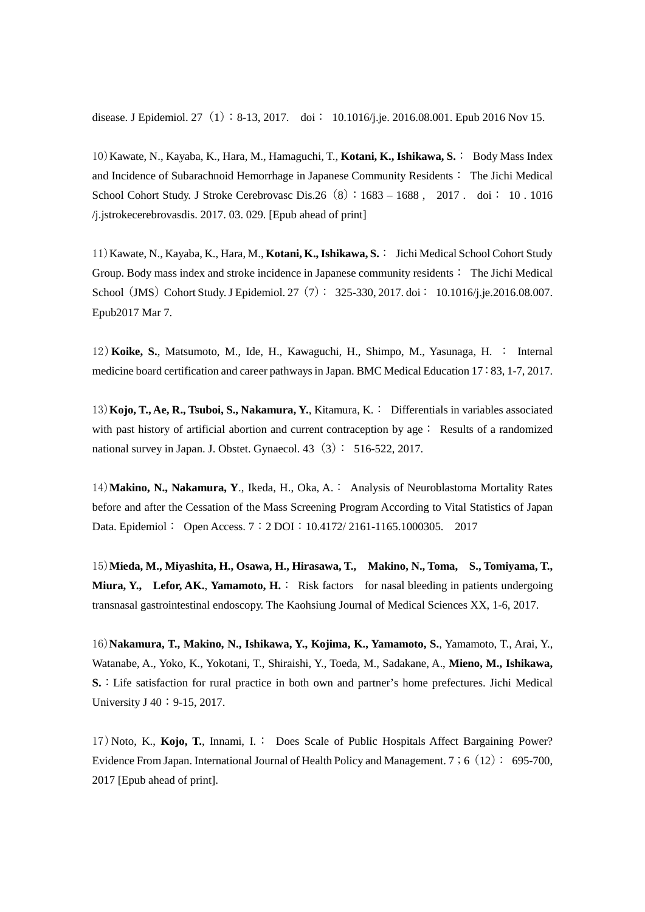disease. J Epidemiol. 27（1）：8-13, 2017.　doi：　10.1016/j.je. 2016.08.001. Epub 2016 Nov 15.

10）Kawate, N., Kayaba, K., Hara, M., Hamaguchi, T., **Kotani, K., Ishikawa, S.**：　Body Mass Index and Incidence of Subarachnoid Hemorrhage in Japanese Community Residents：　The Jichi Medical School Cohort Study. J Stroke Cerebrovasc Dis.26（8）：1683 – 1688 ,　2017 .　doi：　10 . 1016 /j.jstrokecerebrovasdis. 2017. 03. 029. [Epub ahead of print]

11）Kawate, N., Kayaba, K., Hara, M., **Kotani, K., Ishikawa, S.**：　Jichi Medical School Cohort Study Group. Body mass index and stroke incidence in Japanese community residents：　The Jichi Medical School（JMS）Cohort Study. J Epidemiol. 27（7）：　325-330, 2017. doi：　10.1016/j.je.2016.08.007. Epub2017 Mar 7.

12）**Koike, S.**, Matsumoto, M., Ide, H., Kawaguchi, H., Shimpo, M., Yasunaga, H.　：　Internal medicine board certification and career pathways in Japan. BMC Medical Education 17：83, 1-7, 2017.

13）**Kojo, T., Ae, R., Tsuboi, S., Nakamura, Y.**, Kitamura, K.：　Differentials in variables associated with past history of artificial abortion and current contraception by age：　Results of a randomized national survey in Japan. J. Obstet. Gynaecol. 43（3）：　516-522, 2017.

14）**Makino, N., Nakamura, Y**., Ikeda, H., Oka, A.：　Analysis of Neuroblastoma Mortality Rates before and after the Cessation of the Mass Screening Program According to Vital Statistics of Japan Data. Epidemiol：　Open Access. 7：2 DOI：10.4172/ 2161-1165.1000305.　2017

15）**Mieda, M., Miyashita, H., Osawa, H., Hirasawa, T.,　Makino, N., Toma,　S., Tomiyama, T., Miura, Y.,　Lefor, AK.**, **Yamamoto, H.**：　Risk factors　for nasal bleeding in patients undergoing transnasal gastrointestinal endoscopy. The Kaohsiung Journal of Medical Sciences XX, 1-6, 2017.

16）**Nakamura, T., Makino, N., Ishikawa, Y., Kojima, K., Yamamoto, S.**, Yamamoto, T., Arai, Y., Watanabe, A., Yoko, K., Yokotani, T., Shiraishi, Y., Toeda, M., Sadakane, A., **Mieno, M., Ishikawa, S.**：Life satisfaction for rural practice in both own and partner's home prefectures. Jichi Medical University J 40：9-15, 2017.

17）Noto, K., **Kojo, T.**, Innami, I.：　Does Scale of Public Hospitals Affect Bargaining Power? Evidence From Japan. International Journal of Health Policy and Management. 7；6（12）：　695-700, 2017 [Epub ahead of print].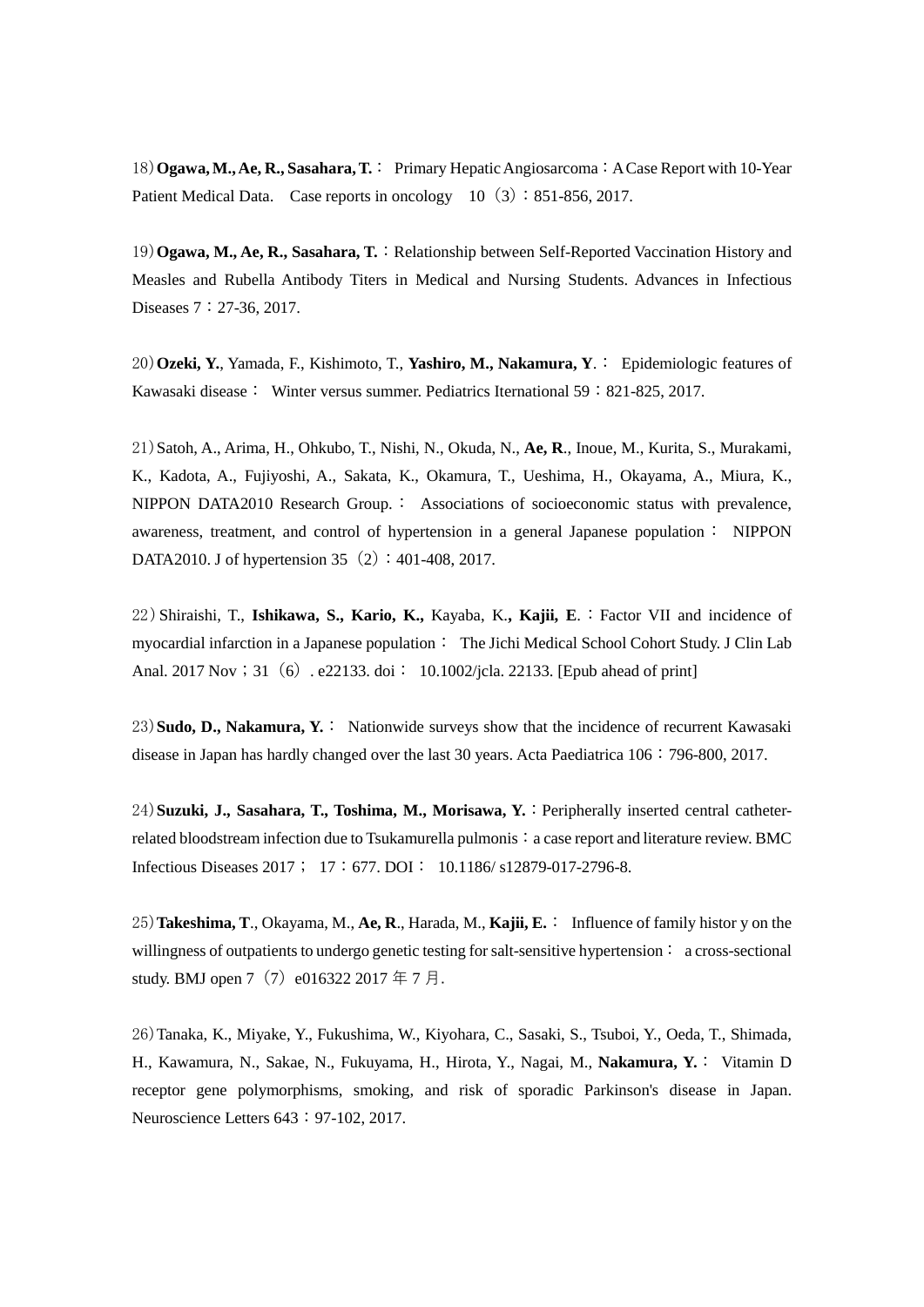18）**Ogawa, M., Ae, R., Sasahara, T.**： Primary Hepatic Angiosarcoma：A Case Report with 10-Year Patient Medical Data. Case reports in oncology 10（3）：851-856, 2017.

19）**Ogawa, M., Ae, R., Sasahara, T.**：Relationship between Self-Reported Vaccination History and Measles and Rubella Antibody Titers in Medical and Nursing Students. Advances in Infectious Diseases 7：27-36, 2017.

20）**Ozeki, Y.**, Yamada, F., Kishimoto, T., **Yashiro, M., Nakamura, Y**.： Epidemiologic features of Kawasaki disease： Winter versus summer. Pediatrics Iternational 59：821-825, 2017.

21）Satoh, A., Arima, H., Ohkubo, T., Nishi, N., Okuda, N., **Ae, R**., Inoue, M., Kurita, S., Murakami, K., Kadota, A., Fujiyoshi, A., Sakata, K., Okamura, T., Ueshima, H., Okayama, A., Miura, K., NIPPON DATA2010 Research Group.： Associations of socioeconomic status with prevalence, awareness, treatment, and control of hypertension in a general Japanese population： NIPPON DATA2010. J of hypertension 35（2）：401-408, 2017.

22）Shiraishi, T., **Ishikawa, S., Kario, K.,** Kayaba, K.**, Kajii, E**.：Factor VII and incidence of myocardial infarction in a Japanese population： The Jichi Medical School Cohort Study. J Clin Lab Anal. 2017 Nov；31（6）. e22133. doi： 10.1002/jcla. 22133. [Epub ahead of print]

23）**Sudo, D., Nakamura, Y.**： Nationwide surveys show that the incidence of recurrent Kawasaki disease in Japan has hardly changed over the last 30 years. Acta Paediatrica 106：796-800, 2017.

24）**Suzuki, J., Sasahara, T., Toshima, M., Morisawa, Y.**：Peripherally inserted central catheter-related bloodstream infection due to Tsukamurella pulmonis：a case report and literature review. BMC Infectious Diseases 2017； 17：677. DOI： 10.1186/ s12879-017-2796-8.

25）**Takeshima, T**., Okayama, M., **Ae, R**., Harada, M., **Kajii, E.**： Influence of family histor y on the willingness of outpatients to undergo genetic testing for salt-sensitive hypertension： a cross-sectional study. BMJ open 7（7）e016322 2017 年 7 月.

26）Tanaka, K., Miyake, Y., Fukushima, W., Kiyohara, C., Sasaki, S., Tsuboi, Y., Oeda, T., Shimada, H., Kawamura, N., Sakae, N., Fukuyama, H., Hirota, Y., Nagai, M., **Nakamura, Y.**： Vitamin D receptor gene polymorphisms, smoking, and risk of sporadic Parkinson's disease in Japan. Neuroscience Letters 643：97-102, 2017.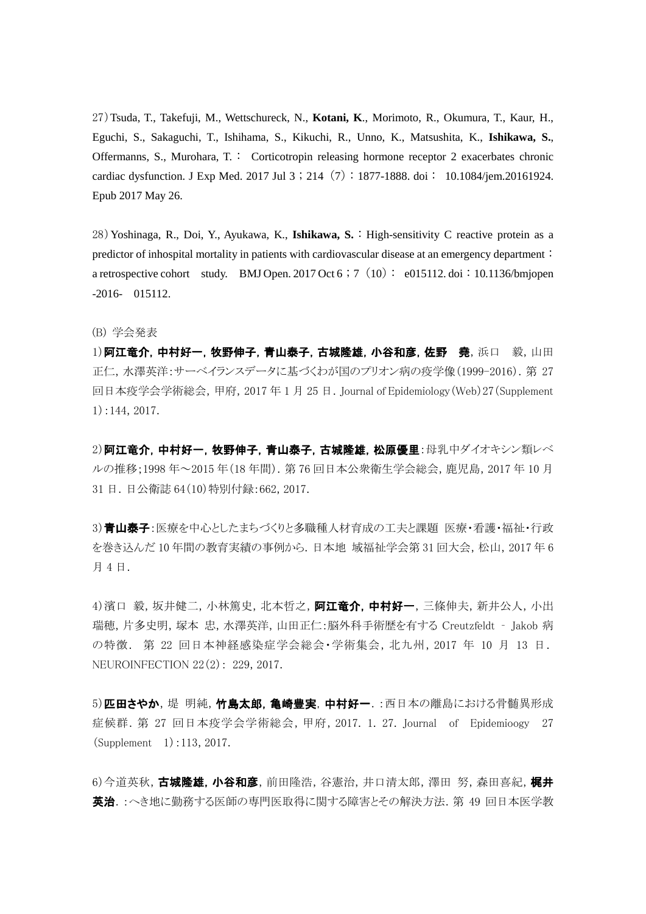27）Tsuda, T., Takefuji, M., Wettschureck, N., **Kotani, K**., Morimoto, R., Okumura, T., Kaur, H., Eguchi, S., Sakaguchi, T., Ishihama, S., Kikuchi, R., Unno, K., Matsushita, K., **Ishikawa, S.**, Offermanns, S., Murohara, T.： Corticotropin releasing hormone receptor 2 exacerbates chronic cardiac dysfunction. J Exp Med. 2017 Jul 3；214（7）：1877-1888. doi： 10.1084/jem.20161924. Epub 2017 May 26.

28）Yoshinaga, R., Doi, Y., Ayukawa, K., **Ishikawa, S.**：High-sensitivity C reactive protein as a predictor of inhospital mortality in patients with cardiovascular disease at an emergency department：a retrospective cohort study. BMJ Open. 2017 Oct 6；7（10）： e015112. doi：10.1136/bmjopen -2016- 015112.

(B) 学会発表

1)**阿江竜介, 中村好一, 牧野伸子, 青山泰子, 古城隆雄, 小谷和彦, 佐野 堯**, 浜口 毅, 山田正仁, 水澤英洋:サーベイランスデータに基づくわが国のプリオン病の疫学像(1999-2016). 第 27 回日本疫学会学術総会, 甲府, 2017 年 1 月 25 日. Journal of Epidemiology(Web)27(Supplement 1):144, 2017.

2)**阿江竜介, 中村好一, 牧野伸子, 青山泰子, 古城隆雄, 松原優里**:母乳中ダイオキシン類レベルの推移;1998 年～2015 年(18 年間). 第 76 回日本公衆衛生学会総会, 鹿児島, 2017 年 10 月 31 日. 日公衛誌 64(10)特別付録:662, 2017.

3)**青山泰子**:医療を中心としたまちづくりと多職種人材育成の工夫と課題 医療・看護・福祉・行政を巻き込んだ 10 年間の教育実績の事例から. 日本地 域福祉学会第 31 回大会, 松山, 2017 年 6 月 4 日.

4)濱口 毅, 坂井健二, 小林篤史, 北本哲之, **阿江竜介, 中村好一**, 三條伸夫, 新井公人, 小出瑞穂, 片多史明, 塚本 忠, 水澤英洋, 山田正仁:脳外科手術歴を有する Creutzfeldt – Jakob 病の特徴. 第 22 回日本神経感染症学会総会・学術集会, 北九州, 2017 年 10 月 13 日. NEUROINFECTION 22(2): 229, 2017.

5)**匹田さやか**, 堤 明純, **竹島太郎, 亀崎豊実**, **中村好一**. :西日本の離島における骨髄異形成症候群. 第 27 回日本疫学会学術総会, 甲府, 2017. 1. 27. Journal of Epidemioogy 27 (Supplement 1):113, 2017.

6)今道英秋, **古城隆雄, 小谷和彦**, 前田隆浩, 谷憲治, 井口清太郎, 澤田 努, 森田喜紀, **梶井英治**. :へき地に勤務する医師の専門医取得に関する障害とその解決方法. 第 49 回日本医学教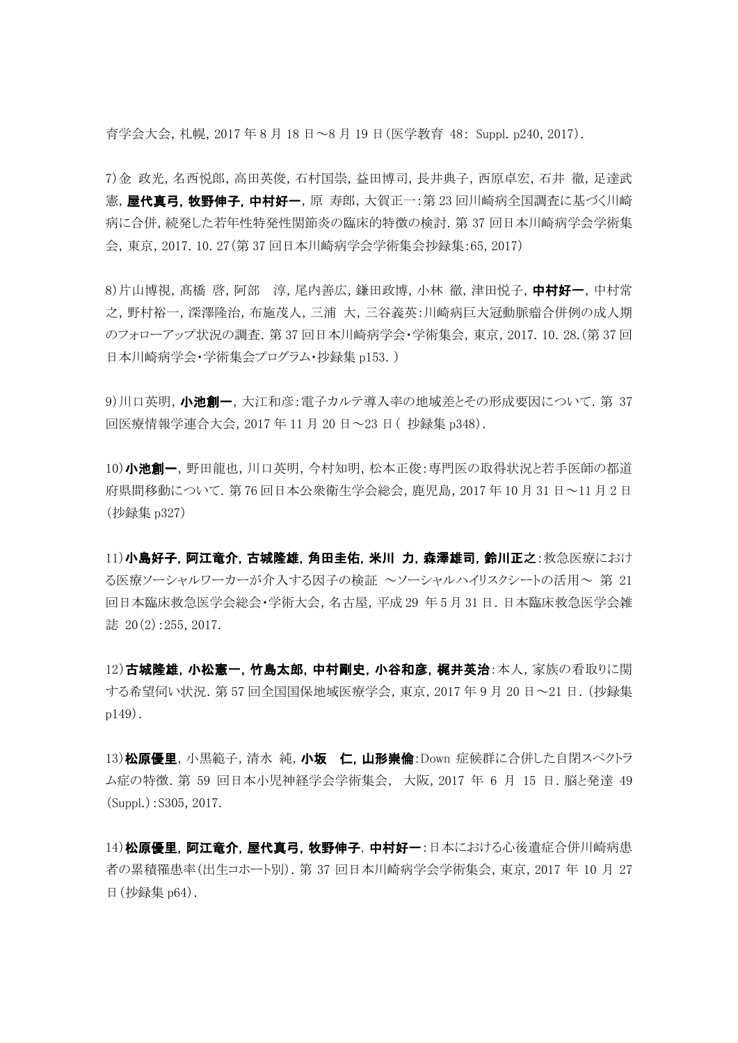育学会大会, 札幌, 2017 年 8 月 18 日～8 月 19 日(医学教育 48: Suppl. p240, 2017).

7)金 政光, 名西悦郎, 高田英俊, 石村国崇, 益田博司, 長井典子, 西原卓宏, 石井 徹, 足達武憲, **屋代真弓**, **牧野伸子**, **中村好一**, 原 寿郎, 大賀正一:第 23 回川崎病全国調査に基づく川崎病に合併, 続発した若年性特発性関節炎の臨床的特徴の検討. 第 37 回日本川崎病学会学術集会, 東京, 2017. 10. 27(第 37 回日本川崎病学会学術集会抄録集:65, 2017)

8)片山博視, 髙橋 啓, 阿部 淳, 尾内善広, 鎌田政博, 小林 徹, 津田悦子, **中村好一**, 中村常之, 野村裕一, 深澤隆治, 布施茂人, 三浦 大, 三谷義英:川崎病巨大冠動脈瘤合併例の成人期のフォローアップ状況の調査. 第 37 回日本川崎病学会・学術集会, 東京, 2017. 10. 28.(第 37 回日本川崎病学会・学術集会プログラム・抄録集 p153. )

9)川口英明, **小池創一**, 大江和彦:電子カルテ導入率の地域差とその形成要因について. 第 37 回医療情報学連合大会, 2017 年 11 月 20 日～23 日( 抄録集 p348).

10)**小池創一**, 野田龍也, 川口英明, 今村知明, 松本正俊:専門医の取得状況と若手医師の都道府県間移動について. 第 76 回日本公衆衛生学会総会, 鹿児島, 2017 年 10 月 31 日～11 月 2 日(抄録集 p327)

11)**小島好子**, **阿江竜介**, **古城隆雄**, **角田圭佑**, **米川 力**, **森澤雄司**, **鈴川正之**:救急医療における医療ソーシャルワーカーが介入する因子の検証 ～ソーシャルハイリスクシートの活用～ 第 21 回日本臨床救急医学会総会・学術大会, 名古屋, 平成 29 年 5 月 31 日. 日本臨床救急医学会雑誌 20(2):255, 2017.

12)**古城隆雄**, **小松憲一**, **竹島太郎**, **中村剛史**, **小谷和彦**, **梶井英治**:本人, 家族の看取りに関する希望伺い状況. 第 57 回全国国保地域医療学会, 東京, 2017 年 9 月 20 日～21 日. (抄録集 p149).

13)**松原優里**, 小黒範子, 清水 純, **小坂 仁**, **山形崇倫**:Down 症候群に合併した自閉スペクトラム症の特徴. 第 59 回日本小児神経学会学術集会, 大阪, 2017 年 6 月 15 日. 脳と発達 49 (Suppl.):S305, 2017.

14)**松原優里**, **阿江竜介**, **屋代真弓**, **牧野伸子**, **中村好一**:日本における心後遺症合併川崎病患者の累積罹患率(出生コホート別). 第 37 回日本川崎病学会学術集会, 東京, 2017 年 10 月 27 日(抄録集 p64).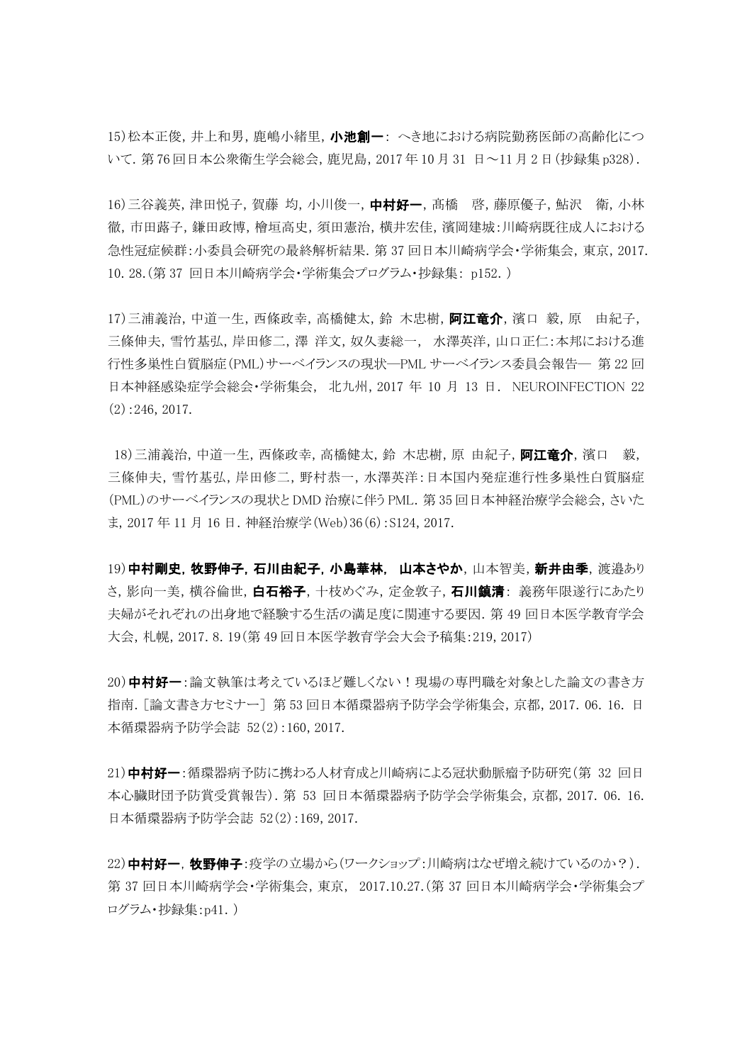15)松本正俊, 井上和男, 鹿嶋小緒里, **小池創一**: へき地における病院勤務医師の高齢化について. 第76回日本公衆衛生学会総会, 鹿児島, 2017年10月31 日～11月2日(抄録集p328).

16)三谷義英, 津田悦子, 賀藤 均, 小川俊一, **中村好一**, 髙橋 啓, 藤原優子, 鮎沢 衛, 小林徹, 市田蕗子, 鎌田政博, 檜垣高史, 須田憲治, 横井宏佳, 濱岡建城:川崎病既往成人における急性冠症候群:小委員会研究の最終解析結果. 第37回日本川崎病学会・学術集会, 東京, 2017. 10. 28.(第37 回日本川崎病学会・学術集会プログラム・抄録集: p152. )

17)三浦義治, 中道一生, 西條政幸, 高橋健太, 鈴 木忠樹, **阿江竜介**, 濱口 毅, 原 由紀子, 三條伸夫, 雪竹基弘, 岸田修二, 澤 洋文, 奴久妻総一, 水澤英洋, 山口正仁:本邦における進行性多巣性白質脳症(PML)サーベイランスの現状—PML サーベイランス委員会報告— 第22回日本神経感染症学会総会・学術集会, 北九州, 2017 年 10 月 13 日. NEUROINFECTION 22 (2):246, 2017.

18)三浦義治, 中道一生, 西條政幸, 高橋健太, 鈴 木忠樹, 原 由紀子, **阿江竜介**, 濱口 毅, 三條伸夫, 雪竹基弘, 岸田修二, 野村恭一, 水澤英洋:日本国内発症進行性多巣性白質脳症(PML)のサーベイランスの現状とDMD 治療に伴うPML. 第35回日本神経治療学会総会, さいたま, 2017年11月16日. 神経治療学(Web)36(6):S124, 2017.

19)**中村剛史**, **牧野伸子**, **石川由紀子**, **小島華林**, **山本さやか**, 山本智美, **新井由季**, 渡邉ありさ, 影向一美, 横谷倫世, **白石裕子**, 十枝めぐみ, 定金敦子, **石川鎮清**: 義務年限遂行にあたり夫婦がそれぞれの出身地で経験する生活の満足度に関連する要因. 第49回日本医学教育学会大会, 札幌, 2017. 8. 19(第49回日本医学教育学会大会予稿集:219, 2017)

20)**中村好一**:論文執筆は考えているほど難しくない!現場の専門職を対象とした論文の書き方指南.[論文書き方セミナー] 第53回日本循環器病予防学会学術集会, 京都, 2017. 06. 16. 日本循環器病予防学会誌 52(2):160, 2017.

21)**中村好一**:循環器病予防に携わる人材育成と川崎病による冠状動脈瘤予防研究(第 32 回日本心臓財団予防賞受賞報告). 第 53 回日本循環器病予防学会学術集会, 京都, 2017. 06. 16. 日本循環器病予防学会誌 52(2):169, 2017.

22)**中村好一**, **牧野伸子**:疫学の立場から(ワークショップ:川崎病はなぜ増え続けているのか?). 第 37 回日本川崎病学会・学術集会, 東京, 2017.10.27.(第 37 回日本川崎病学会・学術集会プログラム・抄録集:p41. )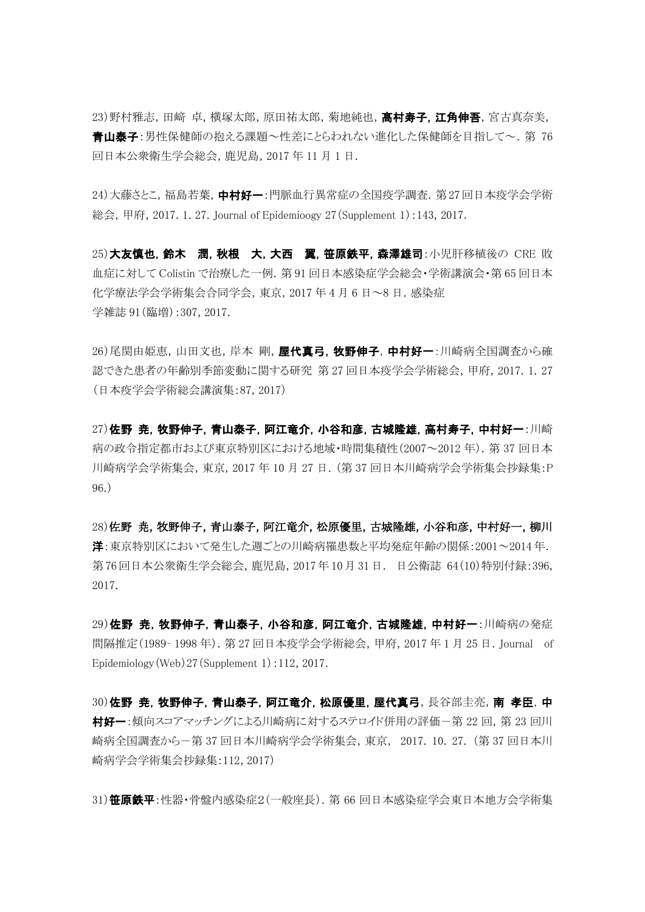23)野村雅志, 田崎 卓, 横塚太郎, 原田祐太郎, 菊地純也, **高村寿子, 江角伸吾**, 宮古真奈美, **青山泰子**:男性保健師の抱える課題～性差にとらわれない進化した保健師を目指して～. 第 76 回日本公衆衛生学会総会, 鹿児島, 2017 年 11 月 1 日.

24)大藤さとこ, 福島若葉, **中村好一**:門脈血行異常症の全国疫学調査. 第 27 回日本疫学会学術総会, 甲府, 2017. 1. 27. Journal of Epidemioogy 27(Supplement 1):143, 2017.

25)**大友慎也, 鈴木　潤, 秋根　大, 大西　翼, 笹原鉄平, 森澤雄司**:小児肝移植後の CRE 敗血症に対して Colistin で治療した一例. 第 91 回日本感染症学会総会・学術講演会・第 65 回日本化学療法学会学術集会合同学会, 東京, 2017 年 4 月 6 日～8 日. 感染症学雑誌 91(臨増):307, 2017.

26)尾関由姫恵, 山田文也, 岸本 剛, **屋代真弓, 牧野伸子**, **中村好一**:川崎病全国調査から確認できた患者の年齢別季節変動に関する研究 第 27 回日本疫学会学術総会, 甲府, 2017. 1. 27 (日本疫学会学術総会講演集:87, 2017)

27)**佐野 尭, 牧野伸子, 青山泰子, 阿江竜介, 小谷和彦, 古城隆雄, 高村寿子, 中村好一**:川崎病の政令指定都市および東京特別区における地域・時間集積性(2007～2012 年). 第 37 回日本川崎病学会学術集会, 東京, 2017 年 10 月 27 日. (第 37 回日本川崎病学会学術集会抄録集:P 96.)

28)**佐野 尭, 牧野伸子, 青山泰子, 阿江竜介, 松原優里, 古城隆雄, 小谷和彦, 中村好一, 柳川洋**:東京特別区において発生した週ごとの川崎病罹患数と平均発症年齢の関係:2001～2014 年. 第 76 回日本公衆衛生学会総会, 鹿児島, 2017 年 10 月 31 日. 日公衛誌 64(10)特別付録:396, 2017.

29)**佐野 尭, 牧野伸子, 青山泰子, 小谷和彦, 阿江竜介, 古城隆雄, 中村好一**:川崎病の発症間隔推定(1989‐1998 年). 第 27 回日本疫学会学術総会, 甲府, 2017 年 1 月 25 日. Journal of Epidemiology(Web)27(Supplement 1):112, 2017.

30)**佐野 尭, 牧野伸子, 青山泰子, 阿江竜介, 松原優里, 屋代真弓**, 長谷部圭亮, **南 孝臣**, **中村好一**:傾向スコアマッチングによる川崎病に対するステロイド併用の評価－第 22 回, 第 23 回川崎病全国調査から－第 37 回日本川崎病学会学術集会, 東京, 2017. 10. 27. (第 37 回日本川崎病学会学術集会抄録集:112, 2017)

31)**笹原鉄平**:性器・骨盤内感染症2(一般座長). 第 66 回日本感染症学会東日本地方会学術集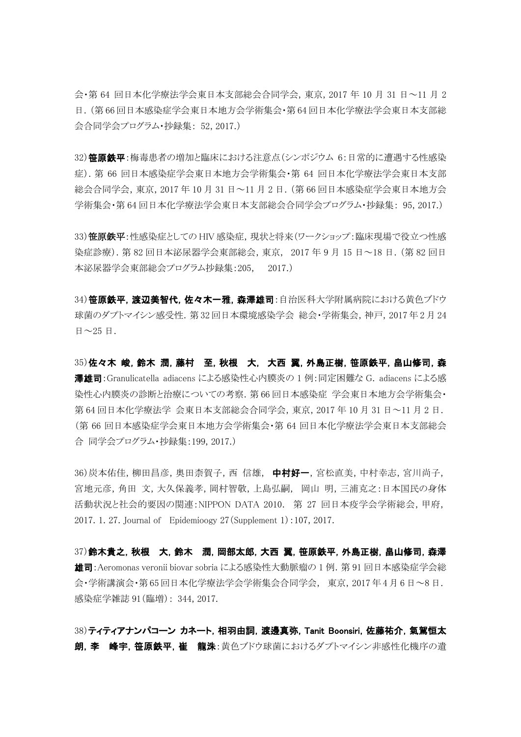会・第 64 回日本化学療法学会東日本支部総会合同学会, 東京, 2017 年 10 月 31 日～11 月 2 日. (第 66 回日本感染症学会東日本地方会学術集会・第 64 回日本化学療法学会東日本支部総会合同学会プログラム・抄録集: 52, 2017.)

32)**笹原鉄平**:梅毒患者の増加と臨床における注意点(シンポジウム 6:日常的に遭遇する性感染症). 第 66 回日本感染症学会東日本地方会学術集会・第 64 回日本化学療法学会東日本支部総会合同学会, 東京, 2017 年 10 月 31 日～11 月 2 日. (第 66 回日本感染症学会東日本地方会学術集会・第 64 回日本化学療法学会東日本支部総会合同学会プログラム・抄録集: 95, 2017.)

33)**笹原鉄平**:性感染症としての HIV 感染症, 現状と将来(ワークショップ:臨床現場で役立つ性感染症診療). 第 82 回日本泌尿器学会東部総会, 東京, 2017 年 9 月 15 日～18 日. (第 82 回日本泌尿器学会東部総会プログラム抄録集:205, 2017.)

34)**笹原鉄平, 渡辺美智代, 佐々木一雅, 森澤雄司**:自治医科大学附属病院における黄色ブドウ球菌のダプトマイシン感受性. 第 32 回日本環境感染学会 総会・学術集会, 神戸, 2017 年 2 月 24 日～25 日.

35)**佐々木 峻, 鈴木 潤, 藤村 至, 秋根 大, 大西 翼, 外島正樹, 笹原鉄平, 畠山修司, 森澤雄司**:Granulicatella adiacens による感染性心内膜炎の 1 例:同定困難な G. adiacens による感染性心内膜炎の診断と治療についての考察. 第 66 回日本感染症 学会東日本地方会学術集会・第 64 回日本化学療法学 会東日本支部総会合同学会, 東京, 2017 年 10 月 31 日～11 月 2 日. (第 66 回日本感染症学会東日本地方会学術集会・第 64 回日本化学療法学会東日本支部総会合 同学会プログラム・抄録集:199, 2017.)

36)炭本佑佳, 柳田昌彦, 奥田奈賀子, 西 信雄, **中村好一**, 宮松直美, 中村幸志, 宮川尚子, 宮地元彦, 角田 文, 大久保義孝, 岡村智敬, 上島弘嗣, 岡山 明, 三浦克之:日本国民の身体活動状況と社会的要因の関連:NIPPON DATA 2010. 第 27 回日本疫学会学術総会, 甲府, 2017. 1. 27. Journal of Epidemioogy 27(Supplement 1):107, 2017.

37)**鈴木貴之, 秋根 大, 鈴木 潤, 岡部太郎, 大西 翼, 笹原鉄平, 外島正樹, 畠山修司, 森澤雄司**:Aeromonas veronii biovar sobria による感染性大動脈瘤の 1 例. 第 91 回日本感染症学会総会・学術講演会・第 65 回日本化学療法学会学術集会合同学会, 東京, 2017 年 4 月 6 日～8 日. 感染症学雑誌 91(臨増): 344, 2017.

38)**ティティアナンパコーン カネート, 相羽由詞, 渡邊真弥, Tanit Boonsiri, 佐藤祐介, 氣駕恒太朗, 李 峰宇, 笹原鉄平, 崔 龍洙**:黄色ブドウ球菌におけるダプトマイシン非感性化機序の遺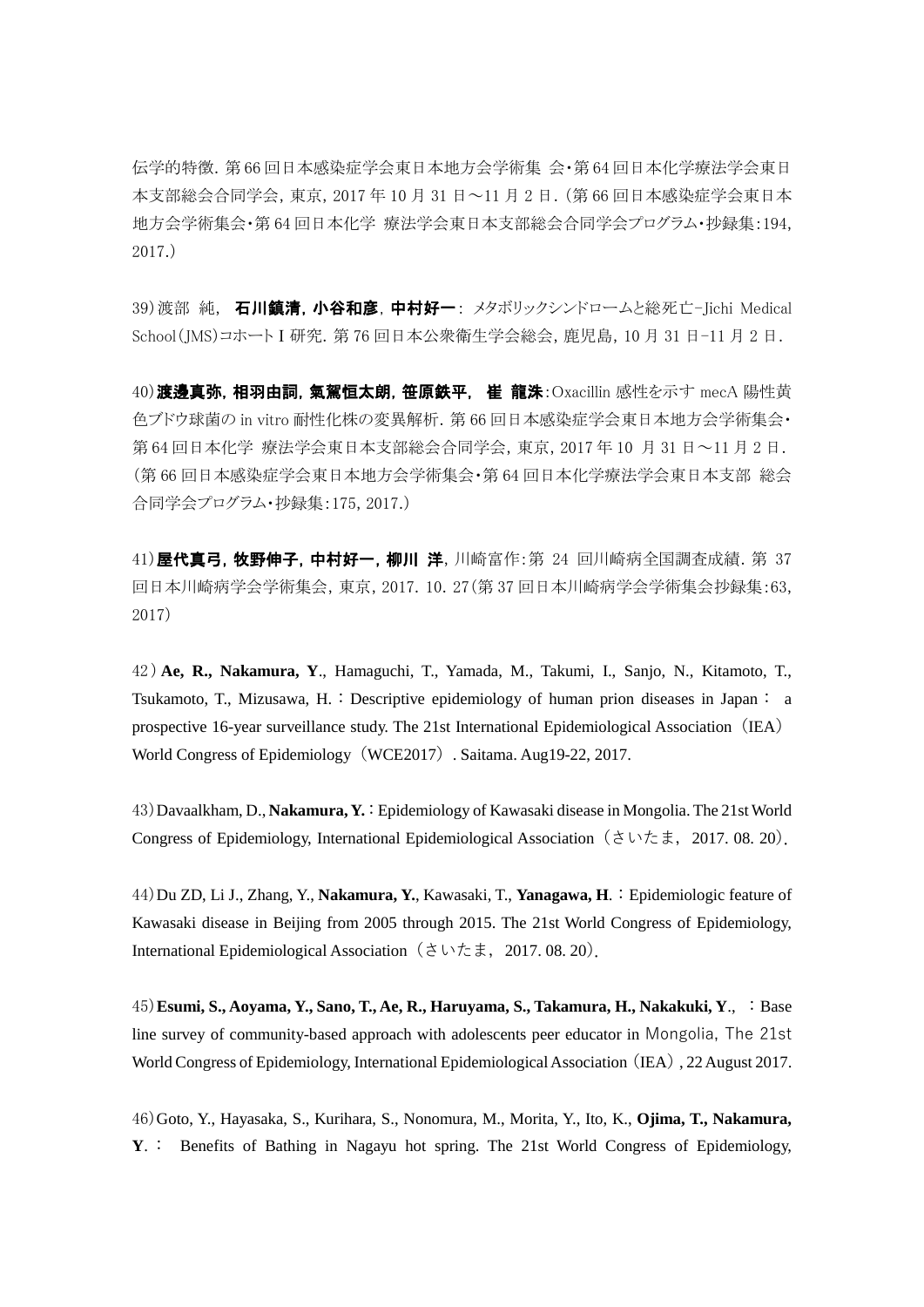伝学的特徴. 第 66 回日本感染症学会東日本地方会学術集 会・第 64 回日本化学療法学会東日本支部総会合同学会, 東京, 2017 年 10 月 31 日～11 月 2 日.（第 66 回日本感染症学会東日本地方会学術集会・第 64 回日本化学 療法学会東日本支部総会合同学会プログラム・抄録集:194, 2017.）

39）渡部 純, **石川鎮清, 小谷和彦, 中村好一**: メタボリックシンドロームと総死亡-Jichi Medical School(JMS)コホート I 研究. 第 76 回日本公衆衛生学会総会, 鹿児島, 10 月 31 日-11 月 2 日.

40）**渡邊真弥, 相羽由詞, 氣駕恒太朗, 笹原鉄平, 崔 龍洙**:Oxacillin 感性を示す mecA 陽性黄色ブドウ球菌の in vitro 耐性化株の変異解析. 第 66 回日本感染症学会東日本地方会学術集会・第 64 回日本化学 療法学会東日本支部総会合同学会, 東京, 2017 年 10 月 31 日～11 月 2 日.（第 66 回日本感染症学会東日本地方会学術集会・第 64 回日本化学療法学会東日本支部 総会合同学会プログラム・抄録集:175, 2017.）

41）**屋代真弓, 牧野伸子, 中村好一, 柳川 洋**, 川崎富作:第 24 回川崎病全国調査成績. 第 37 回日本川崎病学会学術集会, 東京, 2017. 10. 27(第 37 回日本川崎病学会学術集会抄録集:63, 2017)

42）**Ae, R., Nakamura, Y**., Hamaguchi, T., Yamada, M., Takumi, I., Sanjo, N., Kitamoto, T., Tsukamoto, T., Mizusawa, H.：Descriptive epidemiology of human prion diseases in Japan： a prospective 16-year surveillance study. The 21st International Epidemiological Association（IEA）World Congress of Epidemiology（WCE2017）. Saitama. Aug19-22, 2017.

43）Davaalkham, D., **Nakamura, Y.**：Epidemiology of Kawasaki disease in Mongolia. The 21st World Congress of Epidemiology, International Epidemiological Association（さいたま, 2017. 08. 20）.

44）Du ZD, Li J., Zhang, Y., **Nakamura, Y.**, Kawasaki, T., **Yanagawa, H**.：Epidemiologic feature of Kawasaki disease in Beijing from 2005 through 2015. The 21st World Congress of Epidemiology, International Epidemiological Association（さいたま, 2017. 08. 20）.

45）**Esumi, S., Aoyama, Y., Sano, T., Ae, R., Haruyama, S., Takamura, H., Nakakuki, Y**., ：Base line survey of community-based approach with adolescents peer educator in Mongolia, The 21st World Congress of Epidemiology, International Epidemiological Association（IEA）, 22 August 2017.

46）Goto, Y., Hayasaka, S., Kurihara, S., Nonomura, M., Morita, Y., Ito, K., **Ojima, T., Nakamura, Y**.： Benefits of Bathing in Nagayu hot spring. The 21st World Congress of Epidemiology,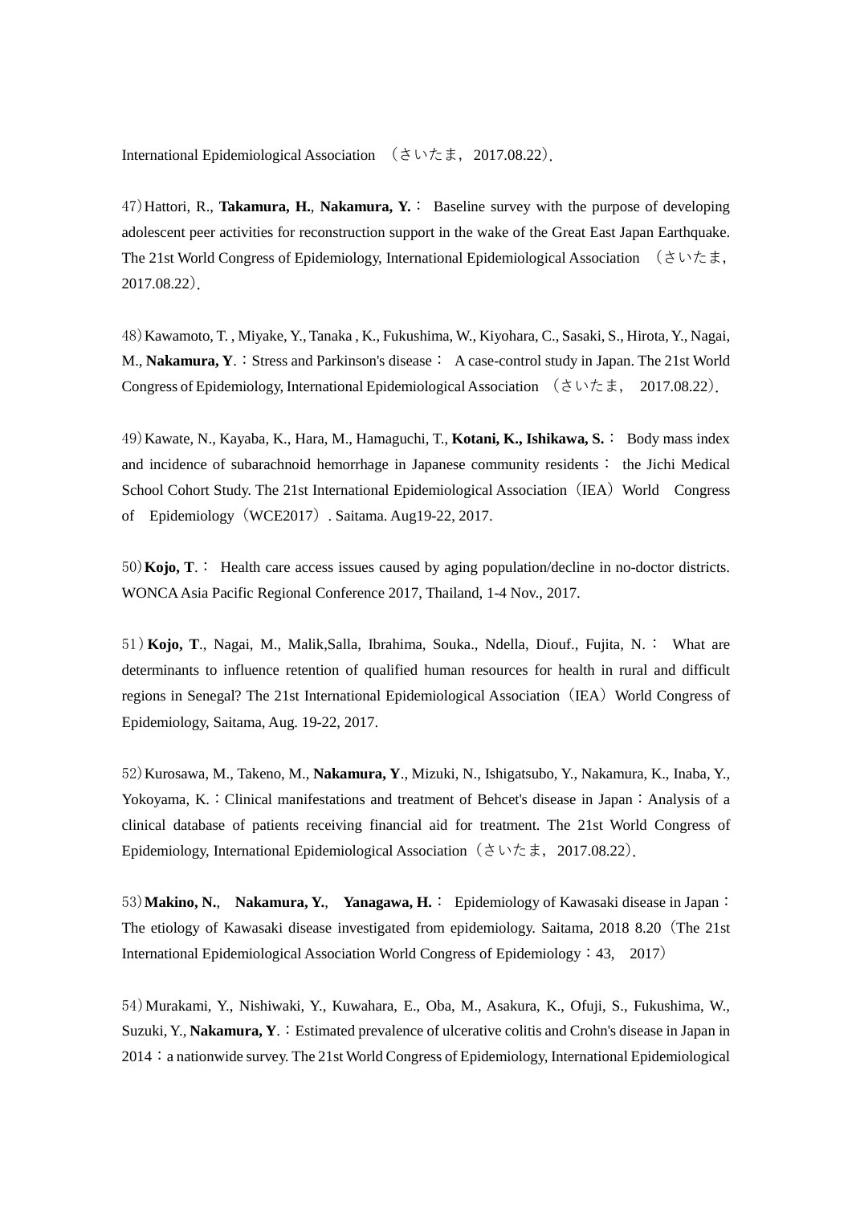International Epidemiological Association （さいたま，2017.08.22）.

47）Hattori, R., **Takamura, H.**, **Nakamura, Y.**： Baseline survey with the purpose of developing adolescent peer activities for reconstruction support in the wake of the Great East Japan Earthquake. The 21st World Congress of Epidemiology, International Epidemiological Association （さいたま，2017.08.22）.

48）Kawamoto, T. , Miyake, Y., Tanaka , K., Fukushima, W., Kiyohara, C., Sasaki, S., Hirota, Y., Nagai, M., **Nakamura, Y**.：Stress and Parkinson's disease： A case-control study in Japan. The 21st World Congress of Epidemiology, International Epidemiological Association （さいたま， 2017.08.22）.

49）Kawate, N., Kayaba, K., Hara, M., Hamaguchi, T., **Kotani, K., Ishikawa, S.**： Body mass index and incidence of subarachnoid hemorrhage in Japanese community residents： the Jichi Medical School Cohort Study. The 21st International Epidemiological Association（IEA）World Congress of Epidemiology（WCE2017）. Saitama. Aug19-22, 2017.

50）**Kojo, T**.： Health care access issues caused by aging population/decline in no-doctor districts. WONCA Asia Pacific Regional Conference 2017, Thailand, 1-4 Nov., 2017.

51）**Kojo, T**., Nagai, M., Malik,Salla, Ibrahima, Souka., Ndella, Diouf., Fujita, N.： What are determinants to influence retention of qualified human resources for health in rural and difficult regions in Senegal? The 21st International Epidemiological Association（IEA）World Congress of Epidemiology, Saitama, Aug. 19-22, 2017.

52）Kurosawa, M., Takeno, M., **Nakamura, Y**., Mizuki, N., Ishigatsubo, Y., Nakamura, K., Inaba, Y., Yokoyama, K.：Clinical manifestations and treatment of Behcet's disease in Japan：Analysis of a clinical database of patients receiving financial aid for treatment. The 21st World Congress of Epidemiology, International Epidemiological Association（さいたま，2017.08.22）.

53）**Makino, N.**, **Nakamura, Y.**, **Yanagawa, H.**： Epidemiology of Kawasaki disease in Japan：The etiology of Kawasaki disease investigated from epidemiology. Saitama, 2018 8.20（The 21st International Epidemiological Association World Congress of Epidemiology：43, 2017）

54）Murakami, Y., Nishiwaki, Y., Kuwahara, E., Oba, M., Asakura, K., Ofuji, S., Fukushima, W., Suzuki, Y., **Nakamura, Y**.：Estimated prevalence of ulcerative colitis and Crohn's disease in Japan in 2014：a nationwide survey. The 21st World Congress of Epidemiology, International Epidemiological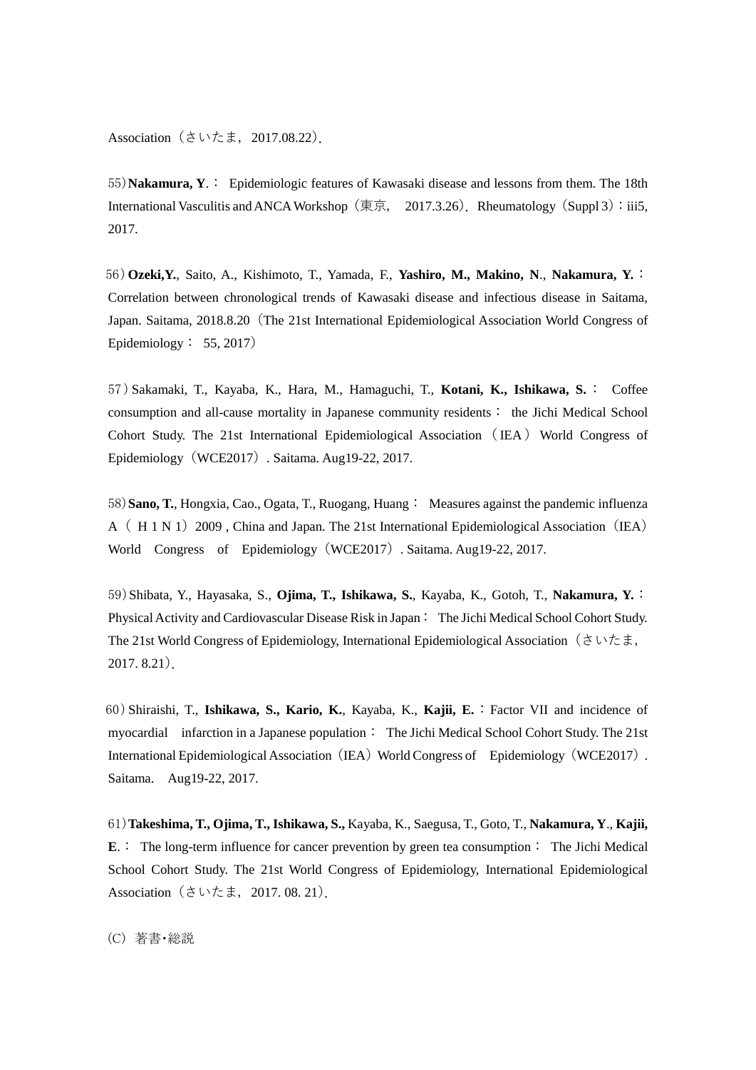Association（さいたま，2017.08.22）.

55）**Nakamura, Y**.： Epidemiologic features of Kawasaki disease and lessons from them. The 18th International Vasculitis and ANCA Workshop（東京， 2017.3.26）. Rheumatology（Suppl 3）：iii5, 2017.

56）**Ozeki,Y.**, Saito, A., Kishimoto, T., Yamada, F., **Yashiro, M., Makino, N**., **Nakamura, Y.**：Correlation between chronological trends of Kawasaki disease and infectious disease in Saitama, Japan. Saitama, 2018.8.20（The 21st International Epidemiological Association World Congress of Epidemiology： 55, 2017）

57）Sakamaki, T., Kayaba, K., Hara, M., Hamaguchi, T., **Kotani, K., Ishikawa, S.**： Coffee consumption and all-cause mortality in Japanese community residents： the Jichi Medical School Cohort Study. The 21st International Epidemiological Association （IEA） World Congress of Epidemiology（WCE2017）. Saitama. Aug19-22, 2017.

58）**Sano, T.**, Hongxia, Cao., Ogata, T., Ruogang, Huang： Measures against the pandemic influenza A （ H 1 N 1）2009 , China and Japan. The 21st International Epidemiological Association（IEA）World Congress of Epidemiology（WCE2017）. Saitama. Aug19-22, 2017.

59）Shibata, Y., Hayasaka, S., **Ojima, T., Ishikawa, S.**, Kayaba, K., Gotoh, T., **Nakamura, Y.**：Physical Activity and Cardiovascular Disease Risk in Japan： The Jichi Medical School Cohort Study. The 21st World Congress of Epidemiology, International Epidemiological Association（さいたま，2017. 8.21）.

60）Shiraishi, T., **Ishikawa, S., Kario, K.**, Kayaba, K., **Kajii, E.**：Factor VII and incidence of myocardial infarction in a Japanese population： The Jichi Medical School Cohort Study. The 21st International Epidemiological Association（IEA）World Congress of Epidemiology（WCE2017）. Saitama. Aug19-22, 2017.

61）**Takeshima, T., Ojima, T., Ishikawa, S.,** Kayaba, K., Saegusa, T., Goto, T., **Nakamura, Y**., **Kajii, E**.： The long-term influence for cancer prevention by green tea consumption： The Jichi Medical School Cohort Study. The 21st World Congress of Epidemiology, International Epidemiological Association（さいたま，2017. 08. 21）.

（C）著書･総説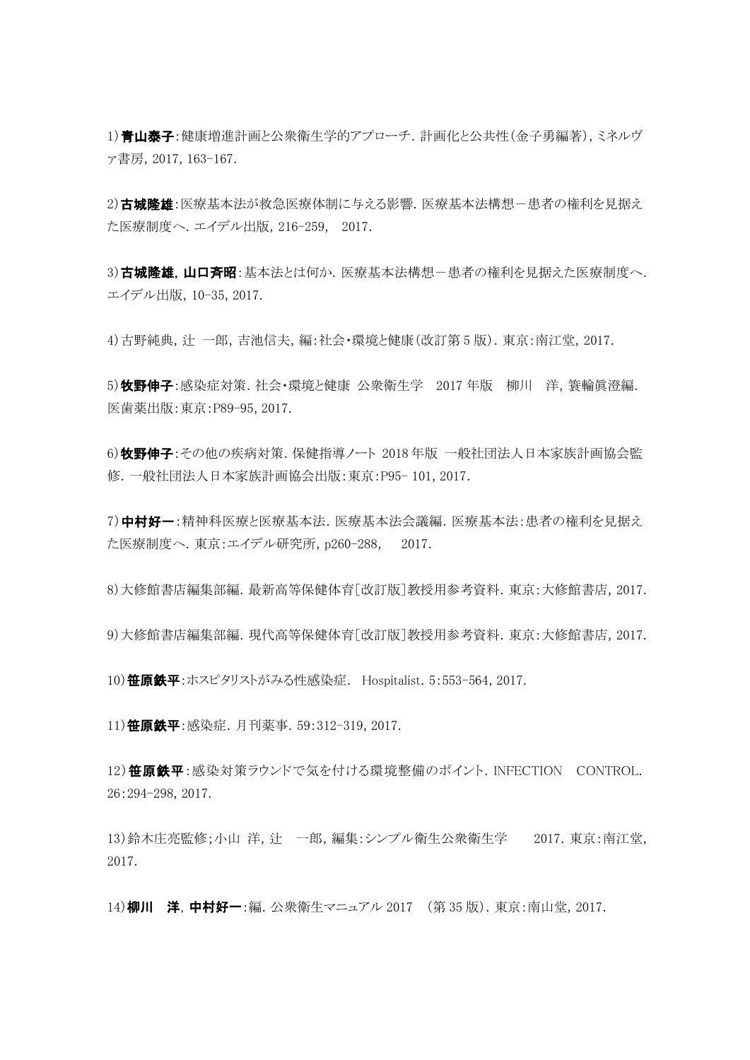1)**青山泰子**:健康増進計画と公衆衛生学的アプローチ. 計画化と公共性(金子勇編著), ミネルヴァ書房, 2017, 163-167.

2)**古城隆雄**:医療基本法が救急医療体制に与える影響. 医療基本法構想－患者の権利を見据えた医療制度へ. エイデル出版, 216-259, 2017.

3)**古城隆雄, 山口斉昭**:基本法とは何か. 医療基本法構想－患者の権利を見据えた医療制度へ. エイデル出版, 10-35, 2017.

4)古野純典, 辻 一郎, 吉池信夫, 編:社会・環境と健康(改訂第 5 版). 東京:南江堂, 2017.

5)**牧野伸子**:感染症対策. 社会・環境と健康 公衆衛生学 2017 年版 柳川 洋, 簑輪眞澄編. 医歯薬出版:東京:P89-95, 2017.

6)**牧野伸子**:その他の疾病対策. 保健指導ノート 2018 年版 一般社団法人日本家族計画協会監修. 一般社団法人日本家族計画協会出版:東京:P95- 101, 2017.

7)**中村好一**:精神科医療と医療基本法. 医療基本法会議編. 医療基本法:患者の権利を見据えた医療制度へ. 東京:エイデル研究所, p260-288, 2017.

8)大修館書店編集部編. 最新高等保健体育[改訂版]教授用参考資料. 東京:大修館書店, 2017.

9)大修館書店編集部編. 現代高等保健体育[改訂版]教授用参考資料. 東京:大修館書店, 2017.

10)**笹原鉄平**:ホスピタリストがみる性感染症. Hospitalist. 5:553-564, 2017.

11)**笹原鉄平**:感染症. 月刊薬事. 59:312-319, 2017.

12)**笹原鉄平**:感染対策ラウンドで気を付ける環境整備のポイント. INFECTION CONTROL. 26:294-298, 2017.

13)鈴木庄亮監修;小山 洋, 辻 一郎, 編集:シンプル衛生公衆衛生学 2017. 東京:南江堂, 2017.

14)**柳川 洋, 中村好一**:編. 公衆衛生マニュアル 2017 (第 35 版). 東京:南山堂, 2017.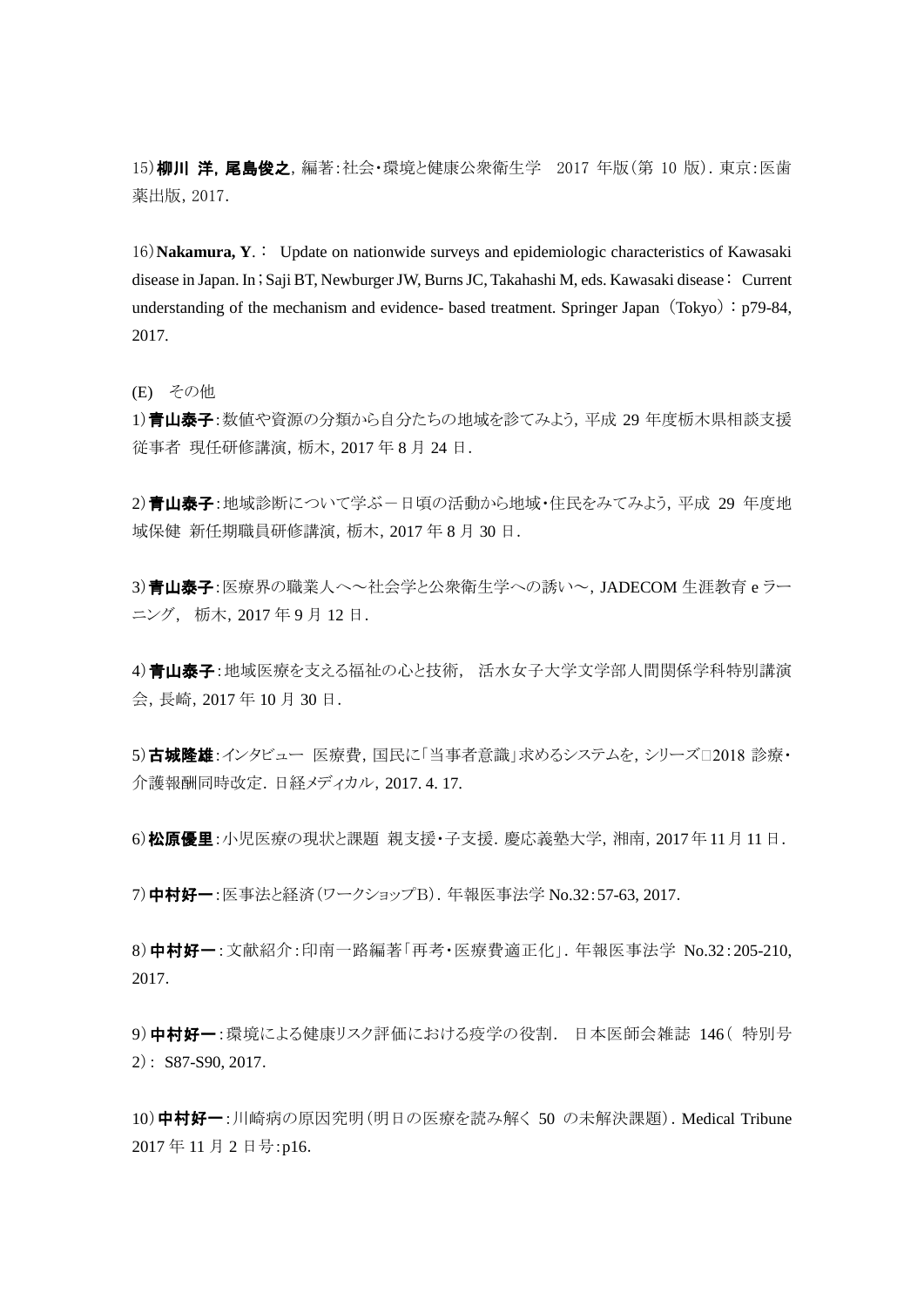15）**柳川 洋, 尾島俊之**, 編著：社会・環境と健康公衆衛生学　2017 年版（第 10 版）. 東京：医歯薬出版, 2017.

16）**Nakamura, Y**.： Update on nationwide surveys and epidemiologic characteristics of Kawasaki disease in Japan. In；Saji BT, Newburger JW, Burns JC, Takahashi M, eds. Kawasaki disease： Current understanding of the mechanism and evidence- based treatment. Springer Japan（Tokyo）：p79-84, 2017.

(E)　その他

1）**青山泰子**：数値や資源の分類から自分たちの地域を診てみよう, 平成 29 年度栃木県相談支援従事者 現任研修講演, 栃木, 2017 年 8 月 24 日.

2）**青山泰子**：地域診断について学ぶ－日頃の活動から地域・住民をみてみよう, 平成 29 年度地域保健 新任期職員研修講演, 栃木, 2017 年 8 月 30 日.

3）**青山泰子**：医療界の職業人へ～社会学と公衆衛生学への誘い～, JADECOM 生涯教育 e ラーニング,　栃木, 2017 年 9 月 12 日.

4）**青山泰子**：地域医療を支える福祉の心と技術,　活水女子大学文学部人間関係学科特別講演会, 長崎, 2017 年 10 月 30 日.

5）**古城隆雄**：インタビュー 医療費, 国民に「当事者意識」求めるシステムを, シリーズ□2018 診療・介護報酬同時改定. 日経メディカル, 2017. 4. 17.

6）**松原優里**：小児医療の現状と課題 親支援・子支援. 慶応義塾大学, 湘南, 2017 年 11 月 11 日.

7）**中村好一**：医事法と経済（ワークショップB）. 年報医事法学 No.32：57-63, 2017.

8）**中村好一**：文献紹介：印南一路編著「再考・医療費適正化」. 年報医事法学 No.32：205-210, 2017.

9）**中村好一**：環境による健康リスク評価における疫学の役割.　日本医師会雑誌 146（ 特別号 2）： S87-S90, 2017.

10）**中村好一**：川崎病の原因究明（明日の医療を読み解く 50 の未解決課題）. Medical Tribune 2017 年 11 月 2 日号：p16.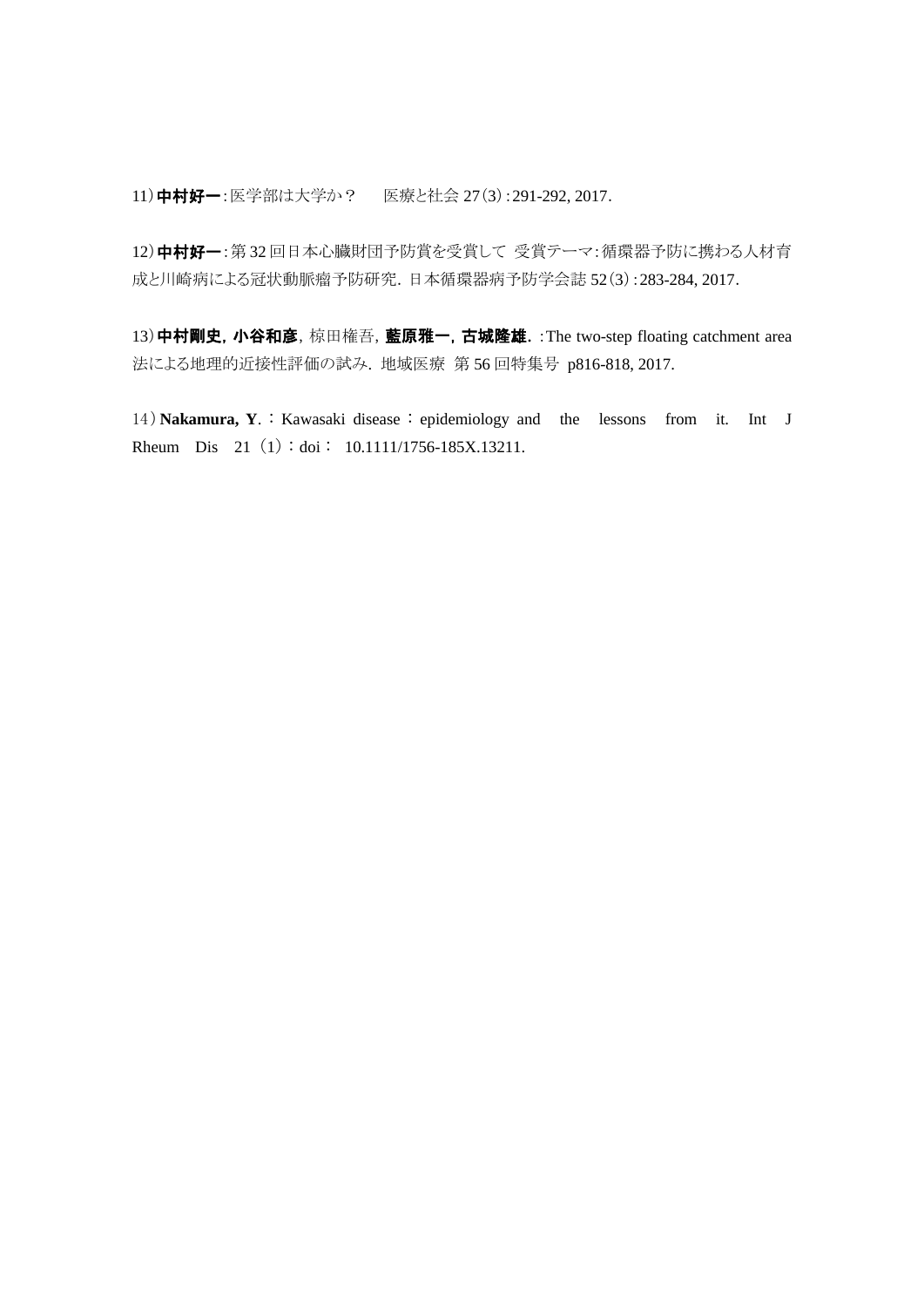11）**中村好一**：医学部は大学か？　医療と社会 27（3）：291-292, 2017.

12）**中村好一**：第 32 回日本心臓財団予防賞を受賞して 受賞テーマ：循環器予防に携わる人材育成と川崎病による冠状動脈瘤予防研究．日本循環器病予防学会誌 52（3）：283-284, 2017.

13）**中村剛史，小谷和彦**，椋田権吾，**藍原雅一，古城隆雄．**：The two-step floating catchment area 法による地理的近接性評価の試み．地域医療 第 56 回特集号 p816-818, 2017.

14）**Nakamura, Y**.：Kawasaki disease：epidemiology and the lessons from it. Int J Rheum Dis 21（1）：doi： 10.1111/1756-185X.13211.